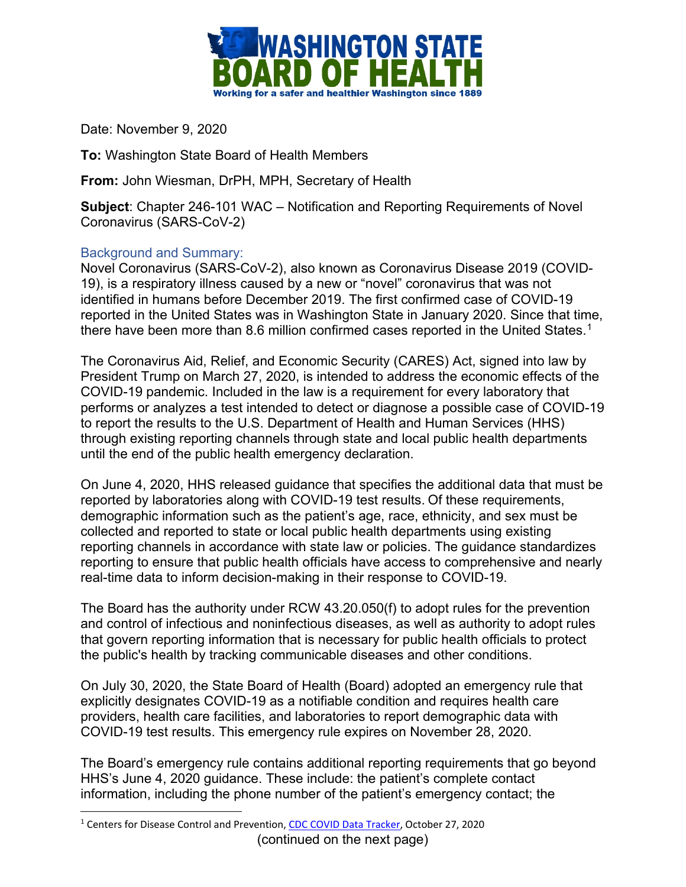# WASHINGTON STATE BOARD OF HEALTH

Working for a safer and healthier Washington since 1889

Date: November 9, 2020

**To:** Washington State Board of Health Members

**From:** John Wiesman, DrPH, MPH, Secretary of Health

**Subject**: Chapter 246-101 WAC – Notification and Reporting Requirements of Novel Coronavirus (SARS-CoV-2)

## Background and Summary:

Novel Coronavirus (SARS-CoV-2), also known as Coronavirus Disease 2019 (COVID-19), is a respiratory illness caused by a new or "novel" coronavirus that was not identified in humans before December 2019. The first confirmed case of COVID-19 reported in the United States was in Washington State in January 2020. Since that time, there have been more than 8.6 million confirmed cases reported in the United States.[1]

The Coronavirus Aid, Relief, and Economic Security (CARES) Act, signed into law by President Trump on March 27, 2020, is intended to address the economic effects of the COVID-19 pandemic. Included in the law is a requirement for every laboratory that performs or analyzes a test intended to detect or diagnose a possible case of COVID-19 to report the results to the U.S. Department of Health and Human Services (HHS) through existing reporting channels through state and local public health departments until the end of the public health emergency declaration.

On June 4, 2020, HHS released guidance that specifies the additional data that must be reported by laboratories along with COVID-19 test results. Of these requirements, demographic information such as the patient's age, race, ethnicity, and sex must be collected and reported to state or local public health departments using existing reporting channels in accordance with state law or policies. The guidance standardizes reporting to ensure that public health officials have access to comprehensive and nearly real-time data to inform decision-making in their response to COVID-19.

The Board has the authority under RCW 43.20.050(f) to adopt rules for the prevention and control of infectious and noninfectious diseases, as well as authority to adopt rules that govern reporting information that is necessary for public health officials to protect the public's health by tracking communicable diseases and other conditions.

On July 30, 2020, the State Board of Health (Board) adopted an emergency rule that explicitly designates COVID-19 as a notifiable condition and requires health care providers, health care facilities, and laboratories to report demographic data with COVID-19 test results. This emergency rule expires on November 28, 2020.

The Board's emergency rule contains additional reporting requirements that go beyond HHS's June 4, 2020 guidance. These include: the patient's complete contact information, including the phone number of the patient's emergency contact; the

[1] Centers for Disease Control and Prevention, CDC COVID Data Tracker, October 27, 2020

(continued on the next page)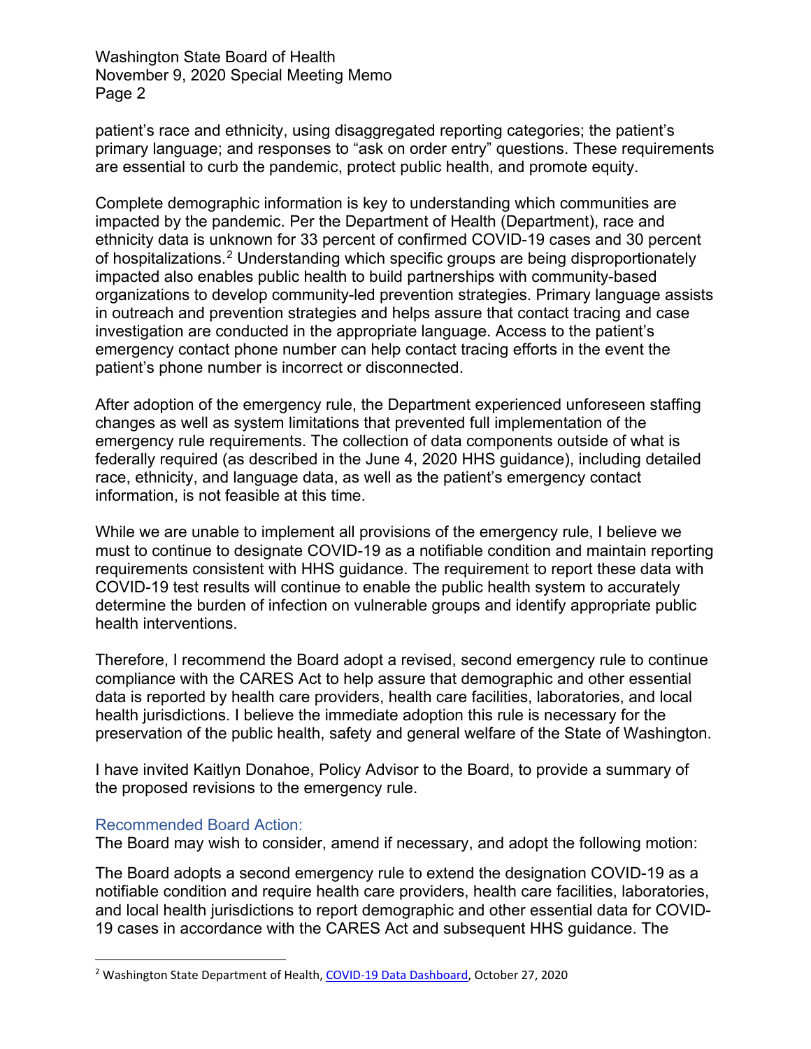patient's race and ethnicity, using disaggregated reporting categories; the patient's primary language; and responses to "ask on order entry" questions. These requirements are essential to curb the pandemic, protect public health, and promote equity.

Complete demographic information is key to understanding which communities are impacted by the pandemic. Per the Department of Health (Department), race and ethnicity data is unknown for 33 percent of confirmed COVID-19 cases and 30 percent of hospitalizations.[2] Understanding which specific groups are being disproportionately impacted also enables public health to build partnerships with community-based organizations to develop community-led prevention strategies. Primary language assists in outreach and prevention strategies and helps assure that contact tracing and case investigation are conducted in the appropriate language. Access to the patient's emergency contact phone number can help contact tracing efforts in the event the patient's phone number is incorrect or disconnected.

After adoption of the emergency rule, the Department experienced unforeseen staffing changes as well as system limitations that prevented full implementation of the emergency rule requirements. The collection of data components outside of what is federally required (as described in the June 4, 2020 HHS guidance), including detailed race, ethnicity, and language data, as well as the patient's emergency contact information, is not feasible at this time.

While we are unable to implement all provisions of the emergency rule, I believe we must to continue to designate COVID-19 as a notifiable condition and maintain reporting requirements consistent with HHS guidance. The requirement to report these data with COVID-19 test results will continue to enable the public health system to accurately determine the burden of infection on vulnerable groups and identify appropriate public health interventions.

Therefore, I recommend the Board adopt a revised, second emergency rule to continue compliance with the CARES Act to help assure that demographic and other essential data is reported by health care providers, health care facilities, laboratories, and local health jurisdictions. I believe the immediate adoption this rule is necessary for the preservation of the public health, safety and general welfare of the State of Washington.

I have invited Kaitlyn Donahoe, Policy Advisor to the Board, to provide a summary of the proposed revisions to the emergency rule.

### Recommended Board Action:

The Board may wish to consider, amend if necessary, and adopt the following motion:

The Board adopts a second emergency rule to extend the designation COVID-19 as a notifiable condition and require health care providers, health care facilities, laboratories, and local health jurisdictions to report demographic and other essential data for COVID-19 cases in accordance with the CARES Act and subsequent HHS guidance. The

---

[2] Washington State Department of Health, COVID-19 Data Dashboard, October 27, 2020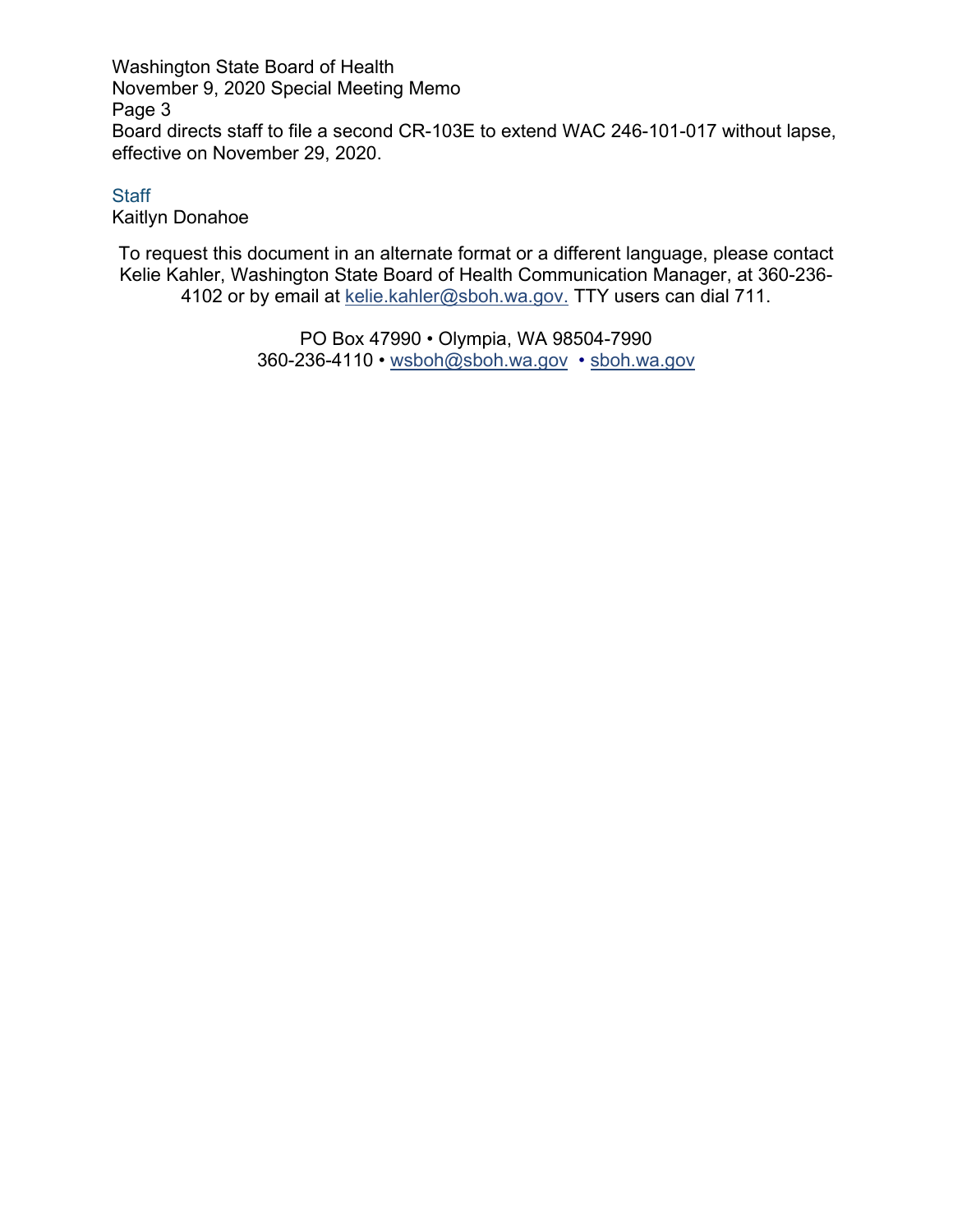Board directs staff to file a second CR-103E to extend WAC 246-101-017 without lapse, effective on November 29, 2020.

## Staff

Kaitlyn Donahoe

To request this document in an alternate format or a different language, please contact Kelie Kahler, Washington State Board of Health Communication Manager, at 360-236-4102 or by email at kelie.kahler@sboh.wa.gov. TTY users can dial 711.

PO Box 47990 • Olympia, WA 98504-7990
360-236-4110 • wsboh@sboh.wa.gov • sboh.wa.gov